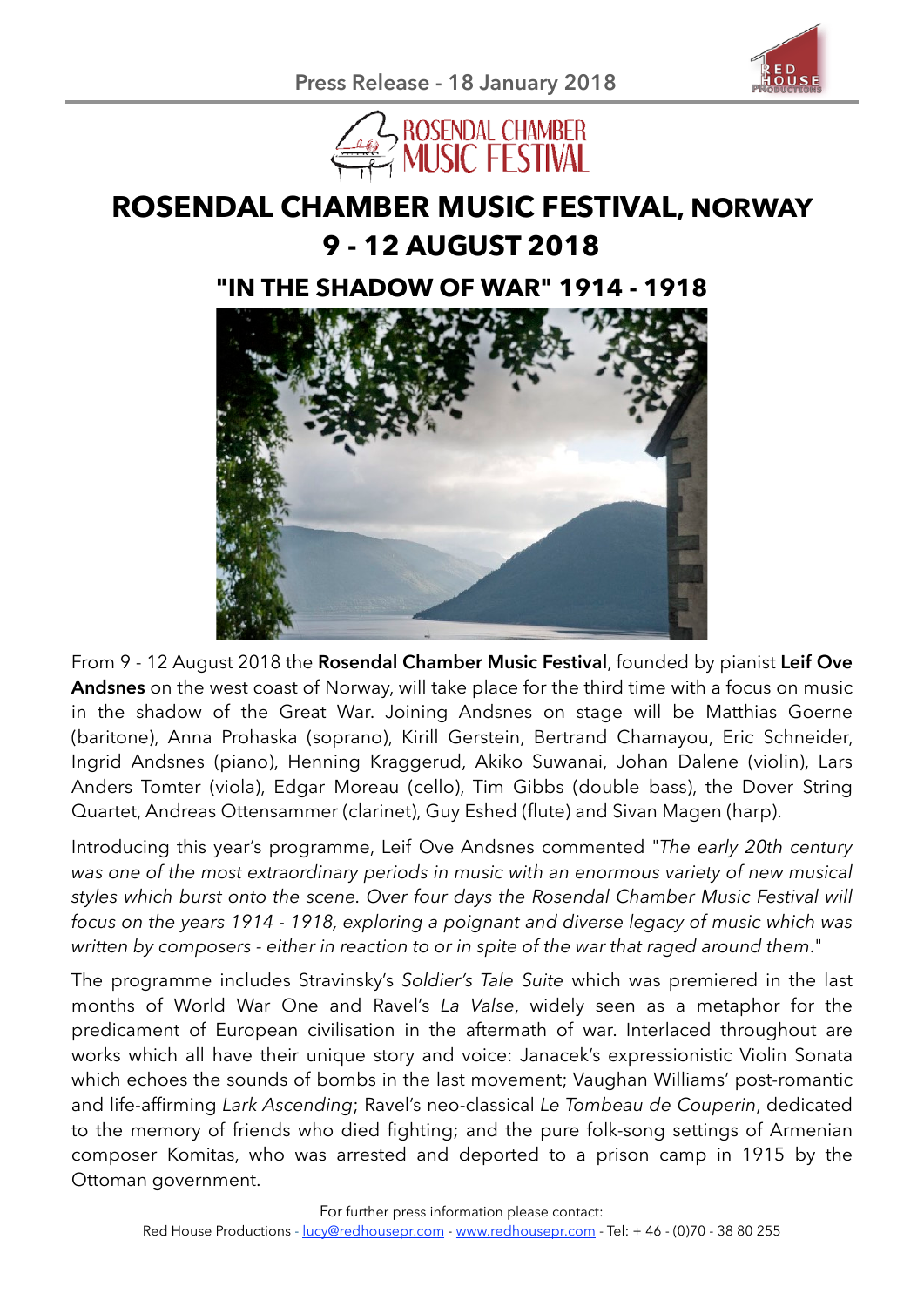Press Release - 18 January 2018

# ROSENDAL CHAMBER MUSIC FESTIVAL, NORWAY
# 9 - 12 AUGUST 2018

## "IN THE SHADOW OF WAR" 1914 - 1918

From 9 - 12 August 2018 the **Rosendal Chamber Music Festival**, founded by pianist **Leif Ove Andsnes** on the west coast of Norway, will take place for the third time with a focus on music in the shadow of the Great War. Joining Andsnes on stage will be Matthias Goerne (baritone), Anna Prohaska (soprano), Kirill Gerstein, Bertrand Chamayou, Eric Schneider, Ingrid Andsnes (piano), Henning Kraggerud, Akiko Suwanai, Johan Dalene (violin), Lars Anders Tomter (viola), Edgar Moreau (cello), Tim Gibbs (double bass), the Dover String Quartet, Andreas Ottensammer (clarinet), Guy Eshed (flute) and Sivan Magen (harp).

Introducing this year's programme, Leif Ove Andsnes commented "*The early 20th century was one of the most extraordinary periods in music with an enormous variety of new musical styles which burst onto the scene. Over four days the Rosendal Chamber Music Festival will focus on the years 1914 - 1918, exploring a poignant and diverse legacy of music which was written by composers - either in reaction to or in spite of the war that raged around them*."

The programme includes Stravinsky's *Soldier's Tale Suite* which was premiered in the last months of World War One and Ravel's *La Valse*, widely seen as a metaphor for the predicament of European civilisation in the aftermath of war. Interlaced throughout are works which all have their unique story and voice: Janacek's expressionistic Violin Sonata which echoes the sounds of bombs in the last movement; Vaughan Williams' post-romantic and life-affirming *Lark Ascending*; Ravel's neo-classical *Le Tombeau de Couperin*, dedicated to the memory of friends who died fighting; and the pure folk-song settings of Armenian composer Komitas, who was arrested and deported to a prison camp in 1915 by the Ottoman government.

For further press information please contact:
Red House Productions - lucy@redhousepr.com - www.redhousepr.com - Tel: + 46 - (0)70 - 38 80 255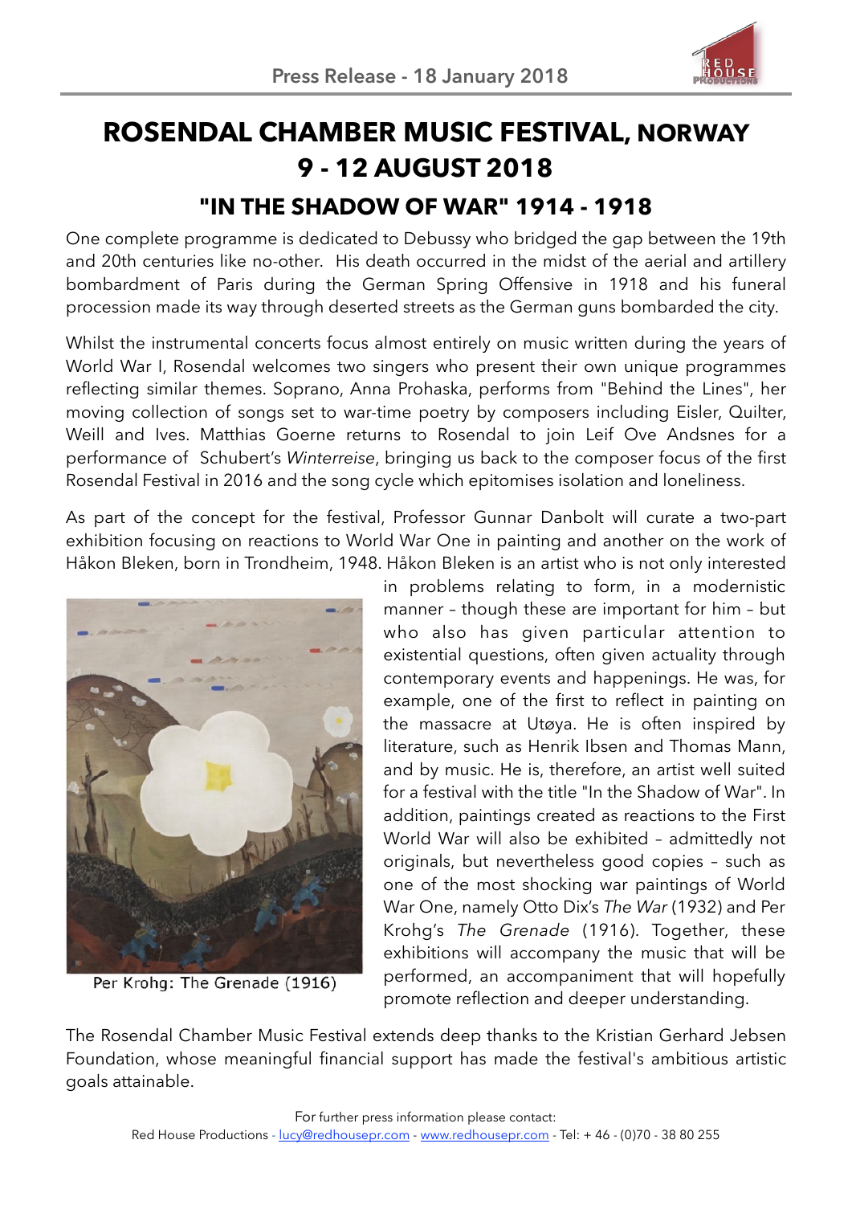Press Release - 18 January 2018

# ROSENDAL CHAMBER MUSIC FESTIVAL, NORWAY
# 9 - 12 AUGUST 2018

## "IN THE SHADOW OF WAR" 1914 - 1918

One complete programme is dedicated to Debussy who bridged the gap between the 19th and 20th centuries like no-other. His death occurred in the midst of the aerial and artillery bombardment of Paris during the German Spring Offensive in 1918 and his funeral procession made its way through deserted streets as the German guns bombarded the city.

Whilst the instrumental concerts focus almost entirely on music written during the years of World War I, Rosendal welcomes two singers who present their own unique programmes reflecting similar themes. Soprano, Anna Prohaska, performs from "Behind the Lines", her moving collection of songs set to war-time poetry by composers including Eisler, Quilter, Weill and Ives. Matthias Goerne returns to Rosendal to join Leif Ove Andsnes for a performance of Schubert's *Winterreise*, bringing us back to the composer focus of the first Rosendal Festival in 2016 and the song cycle which epitomises isolation and loneliness.

As part of the concept for the festival, Professor Gunnar Danbolt will curate a two-part exhibition focusing on reactions to World War One in painting and another on the work of Håkon Bleken, born in Trondheim, 1948. Håkon Bleken is an artist who is not only interested in problems relating to form, in a modernistic manner – though these are important for him – but who also has given particular attention to existential questions, often given actuality through contemporary events and happenings. He was, for example, one of the first to reflect in painting on the massacre at Utøya. He is often inspired by literature, such as Henrik Ibsen and Thomas Mann, and by music. He is, therefore, an artist well suited for a festival with the title "In the Shadow of War". In addition, paintings created as reactions to the First World War will also be exhibited – admittedly not originals, but nevertheless good copies – such as one of the most shocking war paintings of World War One, namely Otto Dix's *The War* (1932) and Per Krohg's *The Grenade* (1916). Together, these exhibitions will accompany the music that will be performed, an accompaniment that will hopefully promote reflection and deeper understanding.

Per Krohg: The Grenade (1916)

The Rosendal Chamber Music Festival extends deep thanks to the Kristian Gerhard Jebsen Foundation, whose meaningful financial support has made the festival's ambitious artistic goals attainable.

For further press information please contact:
Red House Productions - lucy@redhousepr.com - www.redhousepr.com - Tel: + 46 - (0)70 - 38 80 255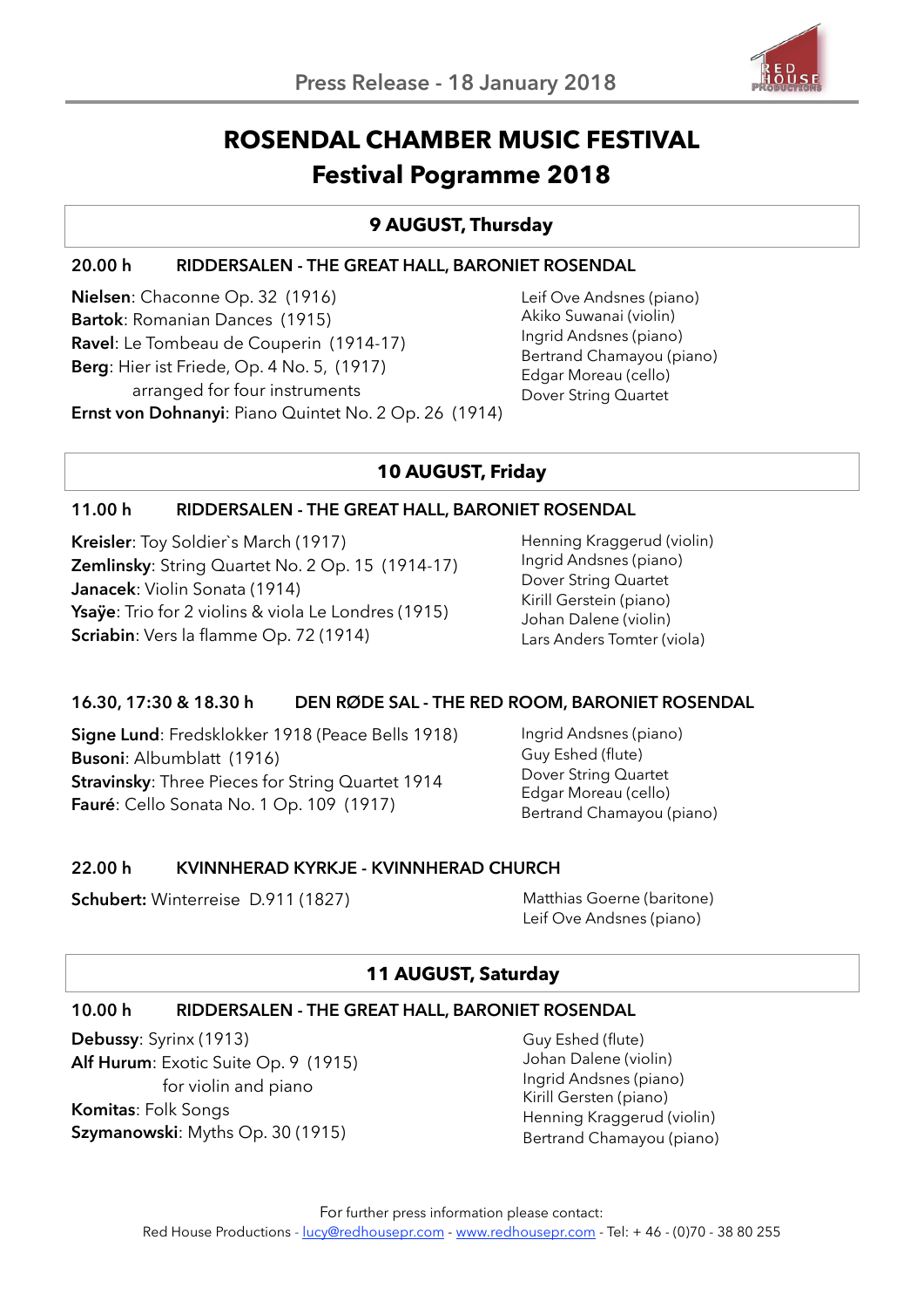Press Release - 18 January 2018

# ROSENDAL CHAMBER MUSIC FESTIVAL
## Festival Pogramme 2018

### 9 AUGUST, Thursday

**20.00 h — RIDDERSALEN - THE GREAT HALL, BARONIET ROSENDAL**

**Nielsen**: Chaconne Op. 32 (1916)
**Bartok**: Romanian Dances (1915)
**Ravel**: Le Tombeau de Couperin (1914-17)
**Berg**: Hier ist Friede, Op. 4 No. 5, (1917)
arranged for four instruments
**Ernst von Dohnanyi**: Piano Quintet No. 2 Op. 26 (1914)

Leif Ove Andsnes (piano)
Akiko Suwanai (violin)
Ingrid Andsnes (piano)
Bertrand Chamayou (piano)
Edgar Moreau (cello)
Dover String Quartet

### 10 AUGUST, Friday

**11.00 h — RIDDERSALEN - THE GREAT HALL, BARONIET ROSENDAL**

**Kreisler**: Toy Soldier`s March (1917)
**Zemlinsky**: String Quartet No. 2 Op. 15 (1914-17)
**Janacek**: Violin Sonata (1914)
**Ysaÿe**: Trio for 2 violins & viola Le Londres (1915)
**Scriabin**: Vers la flamme Op. 72 (1914)

Henning Kraggerud (violin)
Ingrid Andsnes (piano)
Dover String Quartet
Kirill Gerstein (piano)
Johan Dalene (violin)
Lars Anders Tomter (viola)

**16.30, 17:30 & 18.30 h — DEN RØDE SAL - THE RED ROOM, BARONIET ROSENDAL**

**Signe Lund**: Fredsklokker 1918 (Peace Bells 1918)
**Busoni**: Albumblatt (1916)
**Stravinsky**: Three Pieces for String Quartet 1914
**Fauré**: Cello Sonata No. 1 Op. 109 (1917)

Ingrid Andsnes (piano)
Guy Eshed (flute)
Dover String Quartet
Edgar Moreau (cello)
Bertrand Chamayou (piano)

**22.00 h — KVINNHERAD KYRKJE - KVINNHERAD CHURCH**

**Schubert:** Winterreise D.911 (1827)

Matthias Goerne (baritone)
Leif Ove Andsnes (piano)

### 11 AUGUST, Saturday

**10.00 h — RIDDERSALEN - THE GREAT HALL, BARONIET ROSENDAL**

**Debussy**: Syrinx (1913)
**Alf Hurum**: Exotic Suite Op. 9 (1915)
for violin and piano
**Komitas**: Folk Songs
**Szymanowski**: Myths Op. 30 (1915)

Guy Eshed (flute)
Johan Dalene (violin)
Ingrid Andsnes (piano)
Kirill Gersten (piano)
Henning Kraggerud (violin)
Bertrand Chamayou (piano)

For further press information please contact:
Red House Productions - lucy@redhousepr.com - www.redhousepr.com - Tel: + 46 - (0)70 - 38 80 255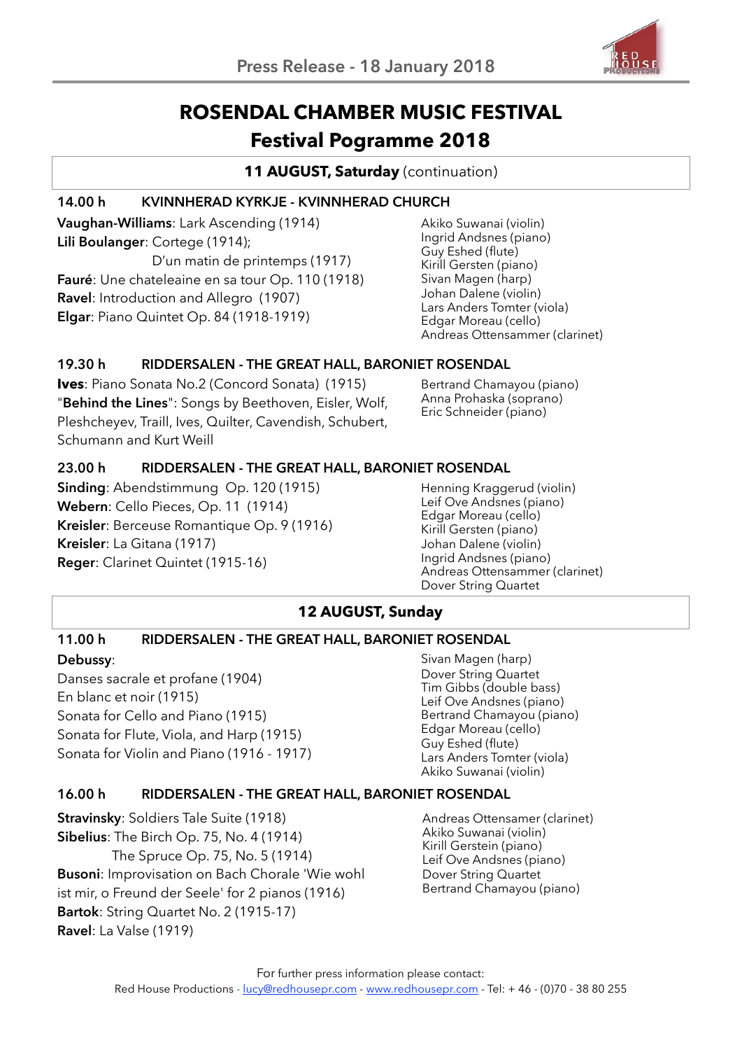Press Release - 18 January 2018

# ROSENDAL CHAMBER MUSIC FESTIVAL
## Festival Pogramme 2018

**11 AUGUST, Saturday** (continuation)

### 14.00 h KVINNHERAD KYRKJE - KVINNHERAD CHURCH

**Vaughan-Williams**: Lark Ascending (1914)
**Lili Boulanger**: Cortege (1914);
D'un matin de printemps (1917)
**Fauré**: Une chateleaine en sa tour Op. 110 (1918)
**Ravel**: Introduction and Allegro (1907)
**Elgar**: Piano Quintet Op. 84 (1918-1919)

Akiko Suwanai (violin)
Ingrid Andsnes (piano)
Guy Eshed (flute)
Kirill Gersten (piano)
Sivan Magen (harp)
Johan Dalene (violin)
Lars Anders Tomter (viola)
Edgar Moreau (cello)
Andreas Ottensammer (clarinet)

### 19.30 h RIDDERSALEN - THE GREAT HALL, BARONIET ROSENDAL

**Ives**: Piano Sonata No.2 (Concord Sonata) (1915)
"**Behind the Lines**": Songs by Beethoven, Eisler, Wolf, Pleshcheyev, Traill, Ives, Quilter, Cavendish, Schubert, Schumann and Kurt Weill

Bertrand Chamayou (piano)
Anna Prohaska (soprano)
Eric Schneider (piano)

### 23.00 h RIDDERSALEN - THE GREAT HALL, BARONIET ROSENDAL

**Sinding**: Abendstimmung Op. 120 (1915)
**Webern**: Cello Pieces, Op. 11 (1914)
**Kreisler**: Berceuse Romantique Op. 9 (1916)
**Kreisler**: La Gitana (1917)
**Reger**: Clarinet Quintet (1915-16)

Henning Kraggerud (violin)
Leif Ove Andsnes (piano)
Edgar Moreau (cello)
Kirill Gersten (piano)
Johan Dalene (violin)
Ingrid Andsnes (piano)
Andreas Ottensammer (clarinet)
Dover String Quartet

**12 AUGUST, Sunday**

### 11.00 h RIDDERSALEN - THE GREAT HALL, BARONIET ROSENDAL

**Debussy**:
Danses sacrale et profane (1904)
En blanc et noir (1915)
Sonata for Cello and Piano (1915)
Sonata for Flute, Viola, and Harp (1915)
Sonata for Violin and Piano (1916 - 1917)

Sivan Magen (harp)
Dover String Quartet
Tim Gibbs (double bass)
Leif Ove Andsnes (piano)
Bertrand Chamayou (piano)
Edgar Moreau (cello)
Guy Eshed (flute)
Lars Anders Tomter (viola)
Akiko Suwanai (violin)

### 16.00 h RIDDERSALEN - THE GREAT HALL, BARONIET ROSENDAL

**Stravinsky**: Soldiers Tale Suite (1918)
**Sibelius**: The Birch Op. 75, No. 4 (1914)
The Spruce Op. 75, No. 5 (1914)
**Busoni**: Improvisation on Bach Chorale 'Wie wohl ist mir, o Freund der Seele' for 2 pianos (1916)
**Bartok**: String Quartet No. 2 (1915-17)
**Ravel**: La Valse (1919)

Andreas Ottensamer (clarinet)
Akiko Suwanai (violin)
Kirill Gerstein (piano)
Leif Ove Andsnes (piano)
Dover String Quartet
Bertrand Chamayou (piano)

For further press information please contact:
Red House Productions - lucy@redhousepr.com - www.redhousepr.com - Tel: + 46 - (0)70 - 38 80 255